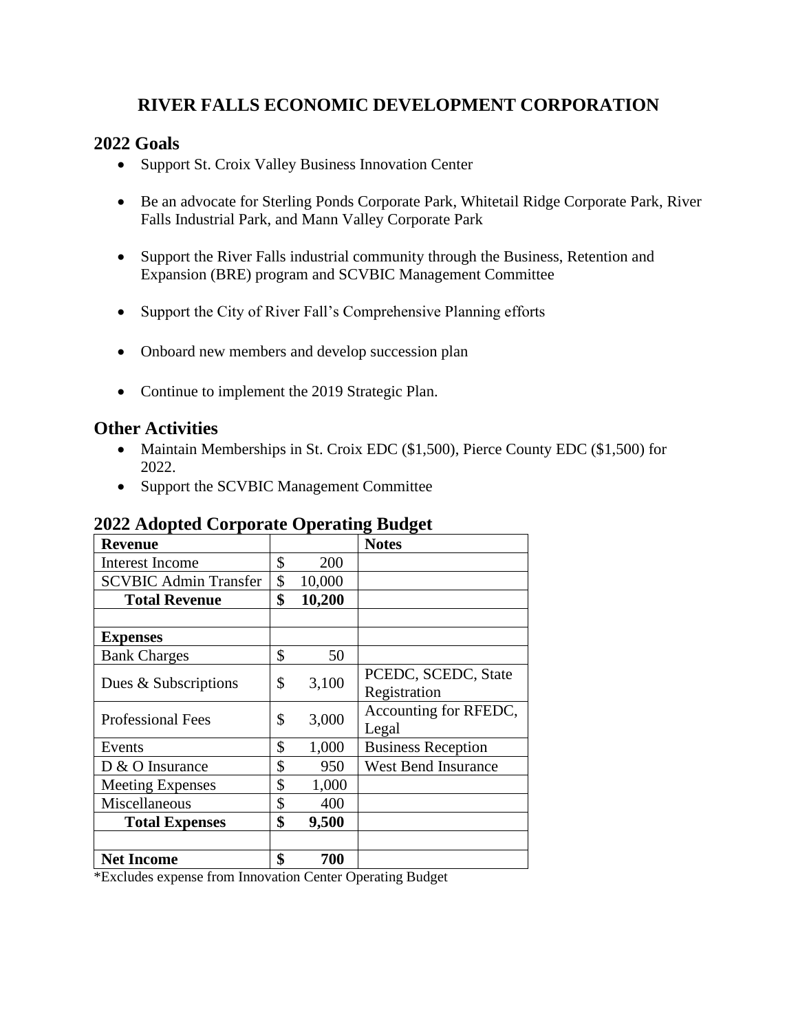# RIVER FALLS ECONOMIC DEVELOPMENT CORPORATION

## 2022 Goals

- Support St. Croix Valley Business Innovation Center
- Be an advocate for Sterling Ponds Corporate Park, Whitetail Ridge Corporate Park, River Falls Industrial Park, and Mann Valley Corporate Park
- Support the River Falls industrial community through the Business, Retention and Expansion (BRE) program and SCVBIC Management Committee
- Support the City of River Fall's Comprehensive Planning efforts
- Onboard new members and develop succession plan
- Continue to implement the 2019 Strategic Plan.

## Other Activities

- Maintain Memberships in St. Croix EDC ($1,500), Pierce County EDC ($1,500) for 2022.
- Support the SCVBIC Management Committee

## 2022 Adopted Corporate Operating Budget

| **Revenue** | | **Notes** |
|---|---|---|
| Interest Income | $ 200 | |
| SCVBIC Admin Transfer | $ 10,000 | |
| **Total Revenue** | **$ 10,200** | |
| | | |
| **Expenses** | | |
| Bank Charges | $ 50 | |
| Dues & Subscriptions | $ 3,100 | PCEDC, SCEDC, State Registration |
| Professional Fees | $ 3,000 | Accounting for RFEDC, Legal |
| Events | $ 1,000 | Business Reception |
| D & O Insurance | $ 950 | West Bend Insurance |
| Meeting Expenses | $ 1,000 | |
| Miscellaneous | $ 400 | |
| **Total Expenses** | **$ 9,500** | |
| | | |
| **Net Income** | **$ 700** | |

*Excludes expense from Innovation Center Operating Budget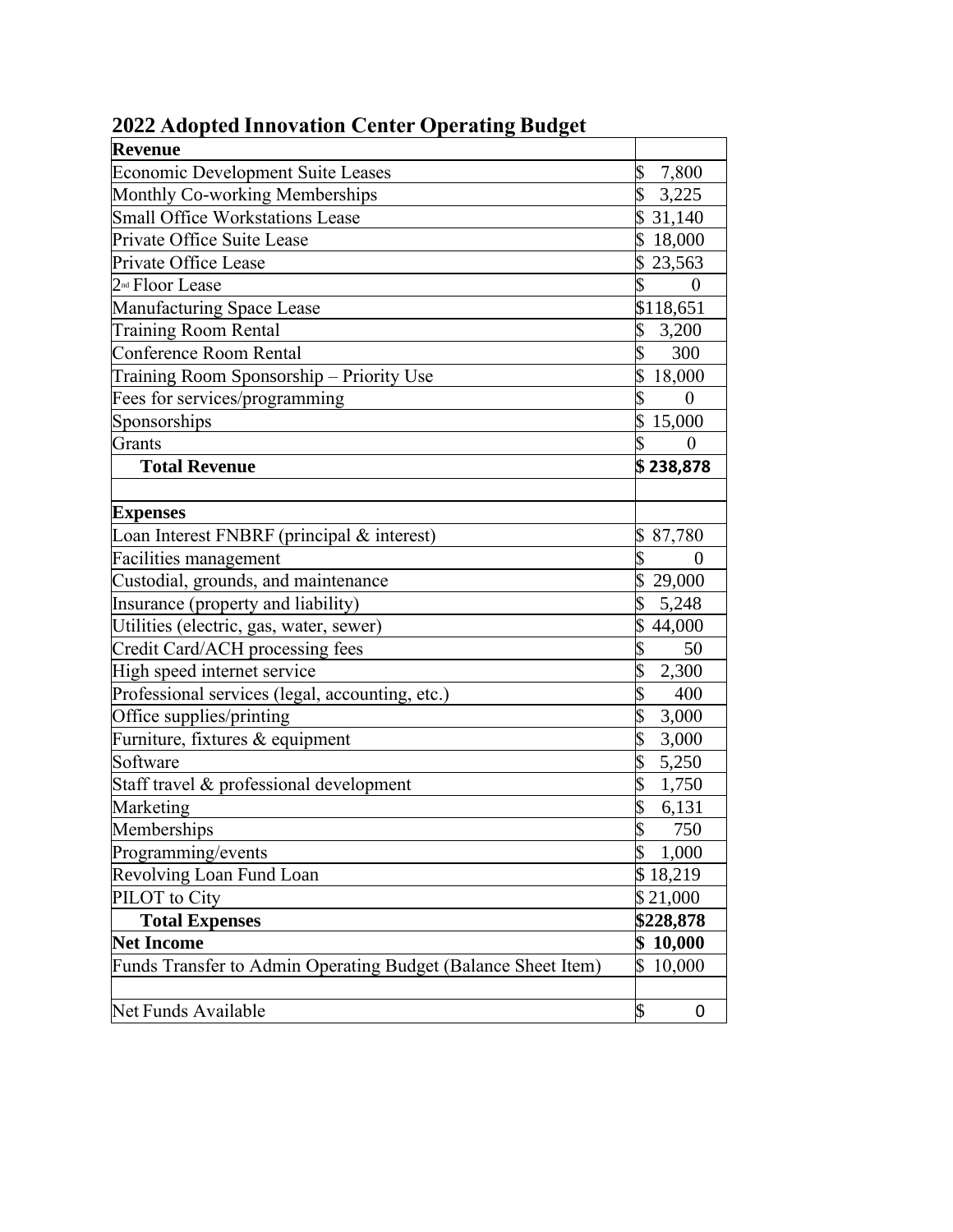## 2022 Adopted Innovation Center Operating Budget

| | |
|---|---|
| **Revenue** | |
| Economic Development Suite Leases | $ 7,800 |
| Monthly Co-working Memberships | $ 3,225 |
| Small Office Workstations Lease | $ 31,140 |
| Private Office Suite Lease | $ 18,000 |
| Private Office Lease | $ 23,563 |
| 2nd Floor Lease | $ 0 |
| Manufacturing Space Lease | $118,651 |
| Training Room Rental | $ 3,200 |
| Conference Room Rental | $ 300 |
| Training Room Sponsorship – Priority Use | $ 18,000 |
| Fees for services/programming | $ 0 |
| Sponsorships | $ 15,000 |
| Grants | $ 0 |
| **Total Revenue** | **$ 238,878** |
| | |
| **Expenses** | |
| Loan Interest FNBRF (principal & interest) | $ 87,780 |
| Facilities management | $ 0 |
| Custodial, grounds, and maintenance | $ 29,000 |
| Insurance (property and liability) | $ 5,248 |
| Utilities (electric, gas, water, sewer) | $ 44,000 |
| Credit Card/ACH processing fees | $ 50 |
| High speed internet service | $ 2,300 |
| Professional services (legal, accounting, etc.) | $ 400 |
| Office supplies/printing | $ 3,000 |
| Furniture, fixtures & equipment | $ 3,000 |
| Software | $ 5,250 |
| Staff travel & professional development | $ 1,750 |
| Marketing | $ 6,131 |
| Memberships | $ 750 |
| Programming/events | $ 1,000 |
| Revolving Loan Fund Loan | $ 18,219 |
| PILOT to City | $ 21,000 |
| **Total Expenses** | **$228,878** |
| **Net Income** | **$ 10,000** |
| Funds Transfer to Admin Operating Budget (Balance Sheet Item) | $ 10,000 |
| | |
| Net Funds Available | $ 0 |